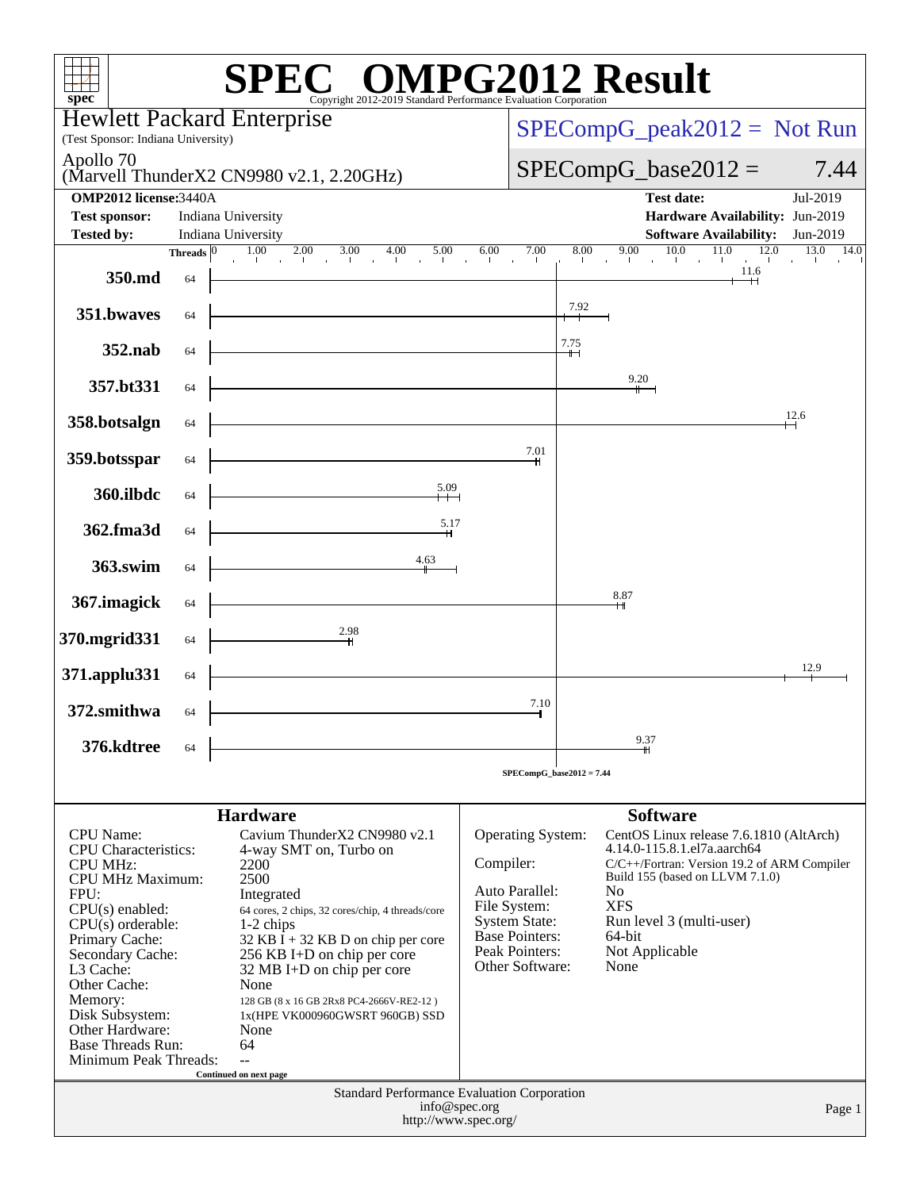# SPEC OMPG2012 Result

Copyright 2012-2019 Standard Performance Evaluation Corporation

**Hewlett Packard Enterprise**
(Test Sponsor: Indiana University)

Apollo 70
(Marvell ThunderX2 CN9980 v2.1, 2.20GHz)

SPECompG_peak2012 = Not Run

SPECompG_base2012 = 7.44

| | | | |
|---|---|---|---|
| **OMP2012 license:** | 3440A | **Test date:** | Jul-2019 |
| **Test sponsor:** | Indiana University | **Hardware Availability:** | Jun-2019 |
| **Tested by:** | Indiana University | **Software Availability:** | Jun-2019 |

| Benchmark | Threads | Base Ratio |
|---|---|---|
| 350.md | 64 | 11.6 |
| 351.bwaves | 64 | 7.92 |
| 352.nab | 64 | 7.75 |
| 357.bt331 | 64 | 9.20 |
| 358.botsalgn | 64 | 12.6 |
| 359.botsspar | 64 | 7.01 |
| 360.ilbdc | 64 | 5.09 |
| 362.fma3d | 64 | 5.17 |
| 363.swim | 64 | 4.63 |
| 367.imagick | 64 | 8.87 |
| 370.mgrid331 | 64 | 2.98 |
| 371.applu331 | 64 | 12.9 |
| 372.smithwa | 64 | 7.10 |
| 376.kdtree | 64 | 9.37 |

SPECompG_base2012 = 7.44

## Hardware

| | |
|---|---|
| CPU Name: | Cavium ThunderX2 CN9980 v2.1 |
| CPU Characteristics: | 4-way SMT on, Turbo on |
| CPU MHz: | 2200 |
| CPU MHz Maximum: | 2500 |
| FPU: | Integrated |
| CPU(s) enabled: | 64 cores, 2 chips, 32 cores/chip, 4 threads/core |
| CPU(s) orderable: | 1-2 chips |
| Primary Cache: | 32 KB I + 32 KB D on chip per core |
| Secondary Cache: | 256 KB I+D on chip per core |
| L3 Cache: | 32 MB I+D on chip per core |
| Other Cache: | None |
| Memory: | 128 GB (8 x 16 GB 2Rx8 PC4-2666V-RE2-12 ) |
| Disk Subsystem: | 1x(HPE VK000960GWSRT 960GB) SSD |
| Other Hardware: | None |
| Base Threads Run: | 64 |
| Minimum Peak Threads: | -- |

Continued on next page

## Software

| | |
|---|---|
| Operating System: | CentOS Linux release 7.6.1810 (AltArch) 4.14.0-115.8.1.el7a.aarch64 |
| Compiler: | C/C++/Fortran: Version 19.2 of ARM Compiler Build 155 (based on LLVM 7.1.0) |
| Auto Parallel: | No |
| File System: | XFS |
| System State: | Run level 3 (multi-user) |
| Base Pointers: | 64-bit |
| Peak Pointers: | Not Applicable |
| Other Software: | None |

Standard Performance Evaluation Corporation
info@spec.org
http://www.spec.org/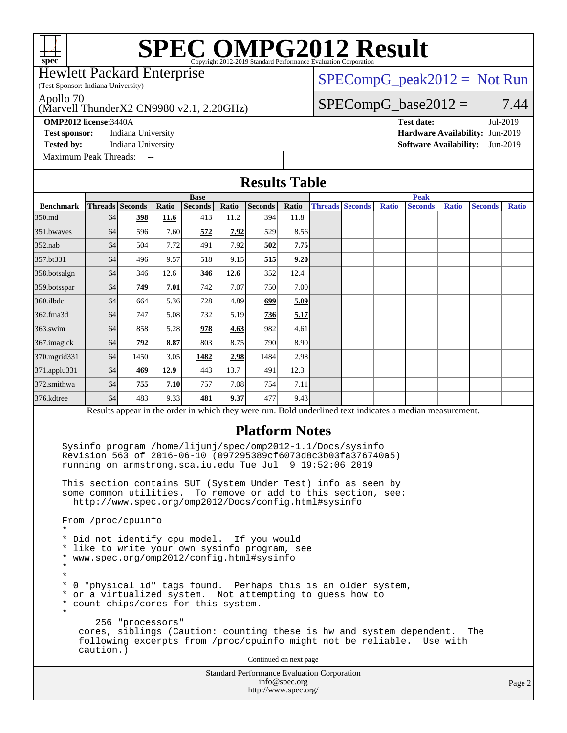# SPEC OMPG2012 Result

Copyright 2012-2019 Standard Performance Evaluation Corporation

Hewlett Packard Enterprise
(Test Sponsor: Indiana University)

Apollo 70
(Marvell ThunderX2 CN9980 v2.1, 2.20GHz)

SPECompG_peak2012 = Not Run

SPECompG_base2012 = 7.44

**OMP2012 license:** 3440A
**Test sponsor:** Indiana University
**Tested by:** Indiana University

**Test date:** Jul-2019
**Hardware Availability:** Jun-2019
**Software Availability:** Jun-2019

Maximum Peak Threads: --

## Results Table

| | Base | | | | | | | Peak | | | | | | |
|---|---|---|---|---|---|---|---|---|---|---|---|---|---|---|
| **Benchmark** | **Threads** | **Seconds** | **Ratio** | **Seconds** | **Ratio** | **Seconds** | **Ratio** | **Threads** | **Seconds** | **Ratio** | **Seconds** | **Ratio** | **Seconds** | **Ratio** |
| 350.md | 64 | **398** | **11.6** | 413 | 11.2 | 394 | 11.8 | | | | | | | |
| 351.bwaves | 64 | 596 | 7.60 | **572** | **7.92** | 529 | 8.56 | | | | | | | |
| 352.nab | 64 | 504 | 7.72 | 491 | 7.92 | **502** | **7.75** | | | | | | | |
| 357.bt331 | 64 | 496 | 9.57 | 518 | 9.15 | **515** | **9.20** | | | | | | | |
| 358.botsalgn | 64 | 346 | 12.6 | **346** | **12.6** | 352 | 12.4 | | | | | | | |
| 359.botsspar | 64 | **749** | **7.01** | 742 | 7.07 | 750 | 7.00 | | | | | | | |
| 360.ilbdc | 64 | 664 | 5.36 | 728 | 4.89 | **699** | **5.09** | | | | | | | |
| 362.fma3d | 64 | 747 | 5.08 | 732 | 5.19 | **736** | **5.17** | | | | | | | |
| 363.swim | 64 | 858 | 5.28 | **978** | **4.63** | 982 | 4.61 | | | | | | | |
| 367.imagick | 64 | **792** | **8.87** | 803 | 8.75 | 790 | 8.90 | | | | | | | |
| 370.mgrid331 | 64 | 1450 | 3.05 | **1482** | **2.98** | 1484 | 2.98 | | | | | | | |
| 371.applu331 | 64 | **469** | **12.9** | 443 | 13.7 | 491 | 12.3 | | | | | | | |
| 372.smithwa | 64 | **755** | **7.10** | 757 | 7.08 | 754 | 7.11 | | | | | | | |
| 376.kdtree | 64 | 483 | 9.33 | **481** | **9.37** | 477 | 9.43 | | | | | | | |

Results appear in the order in which they were run. Bold underlined text indicates a median measurement.

## Platform Notes

```
Sysinfo program /home/lijunj/spec/omp2012-1.1/Docs/sysinfo
Revision 563 of 2016-06-10 (097295389cf6073d8c3b03fa376740a5)
running on armstrong.sca.iu.edu Tue Jul  9 19:52:06 2019

This section contains SUT (System Under Test) info as seen by
some common utilities.  To remove or add to this section, see:
  http://www.spec.org/omp2012/Docs/config.html#sysinfo

From /proc/cpuinfo
*
* Did not identify cpu model.  If you would
* like to write your own sysinfo program, see
* www.spec.org/omp2012/config.html#sysinfo
*
*
* 0 "physical id" tags found.  Perhaps this is an older system,
* or a virtualized system.  Not attempting to guess how to
* count chips/cores for this system.
*
      256 "processors"
    cores, siblings (Caution: counting these is hw and system dependent.  The
    following excerpts from /proc/cpuinfo might not be reliable.  Use with
    caution.)
```

Continued on next page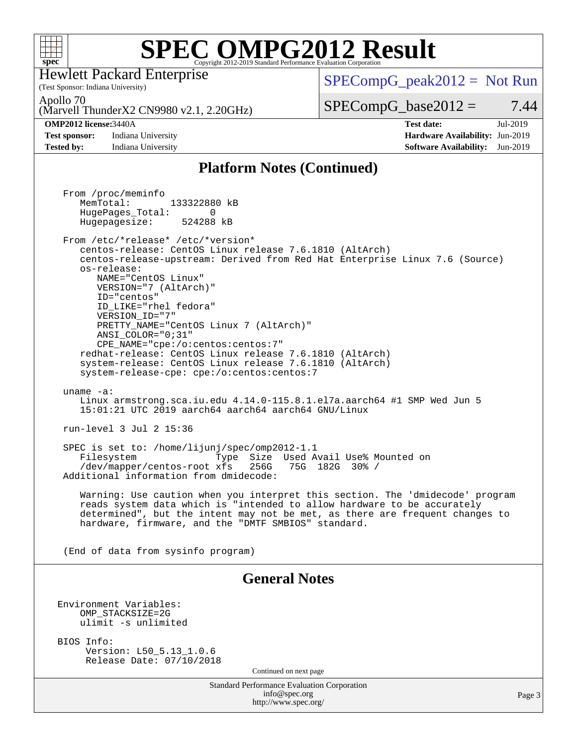# SPEC OMPG2012 Result

Copyright 2012-2019 Standard Performance Evaluation Corporation

Hewlett Packard Enterprise
(Test Sponsor: Indiana University)

Apollo 70
(Marvell ThunderX2 CN9980 v2.1, 2.20GHz)

SPECompG_peak2012 = Not Run

SPECompG_base2012 = 7.44

**OMP2012 license:** 3440A
**Test sponsor:** Indiana University
**Tested by:** Indiana University

**Test date:** Jul-2019
**Hardware Availability:** Jun-2019
**Software Availability:** Jun-2019

## Platform Notes (Continued)

```
From /proc/meminfo
   MemTotal:       133322880 kB
   HugePages_Total:       0
   Hugepagesize:     524288 kB

From /etc/*release* /etc/*version*
   centos-release: CentOS Linux release 7.6.1810 (AltArch)
   centos-release-upstream: Derived from Red Hat Enterprise Linux 7.6 (Source)
   os-release:
      NAME="CentOS Linux"
      VERSION="7 (AltArch)"
      ID="centos"
      ID_LIKE="rhel fedora"
      VERSION_ID="7"
      PRETTY_NAME="CentOS Linux 7 (AltArch)"
      ANSI_COLOR="0;31"
      CPE_NAME="cpe:/o:centos:centos:7"
   redhat-release: CentOS Linux release 7.6.1810 (AltArch)
   system-release: CentOS Linux release 7.6.1810 (AltArch)
   system-release-cpe: cpe:/o:centos:centos:7

uname -a:
   Linux armstrong.sca.iu.edu 4.14.0-115.8.1.el7a.aarch64 #1 SMP Wed Jun 5
   15:01:21 UTC 2019 aarch64 aarch64 aarch64 GNU/Linux

run-level 3 Jul 2 15:36

SPEC is set to: /home/lijunj/spec/omp2012-1.1
   Filesystem              Type  Size  Used Avail Use% Mounted on
   /dev/mapper/centos-root xfs   256G   75G  182G  30% /
Additional information from dmidecode:

   Warning: Use caution when you interpret this section. The 'dmidecode' program
   reads system data which is "intended to allow hardware to be accurately
   determined", but the intent may not be met, as there are frequent changes to
   hardware, firmware, and the "DMTF SMBIOS" standard.

(End of data from sysinfo program)
```

## General Notes

```
Environment Variables:
    OMP_STACKSIZE=2G
    ulimit -s unlimited

BIOS Info:
     Version: L50_5.13_1.0.6
     Release Date: 07/10/2018
```

Continued on next page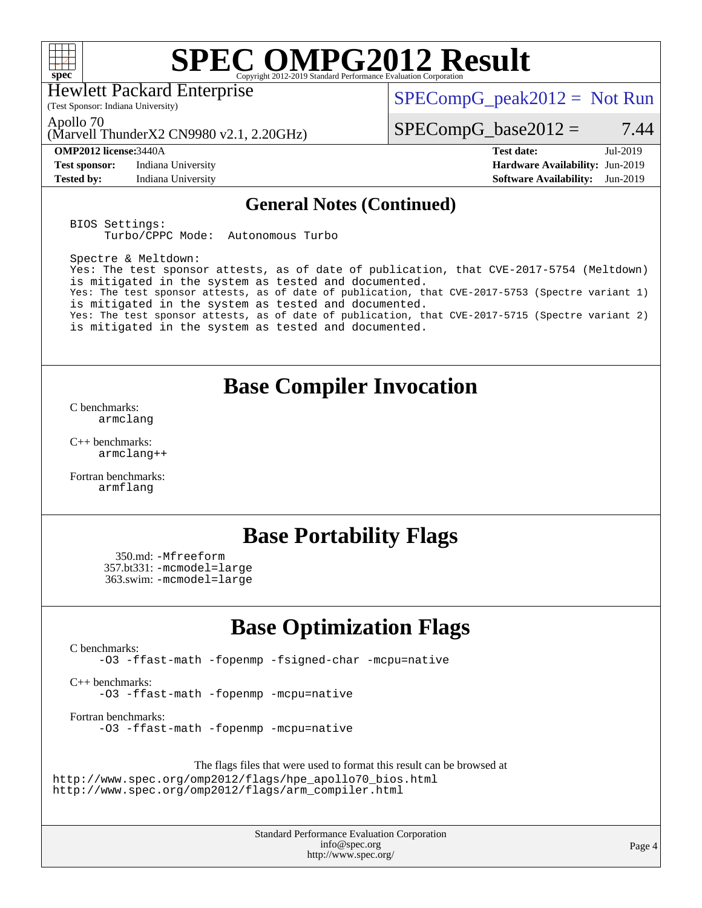Hewlett Packard Enterprise
(Test Sponsor: Indiana University)

Apollo 70
(Marvell ThunderX2 CN9980 v2.1, 2.20GHz)

SPECompG_peak2012 = Not Run

SPECompG_base2012 = 7.44

| | | | |
|---|---|---|---|
| **OMP2012 license:** | 3440A | **Test date:** | Jul-2019 |
| **Test sponsor:** | Indiana University | **Hardware Availability:** | Jun-2019 |
| **Tested by:** | Indiana University | **Software Availability:** | Jun-2019 |

## General Notes (Continued)

```
BIOS Settings:
     Turbo/CPPC Mode:  Autonomous Turbo

Spectre & Meltdown:
Yes: The test sponsor attests, as of date of publication, that CVE-2017-5754 (Meltdown)
is mitigated in the system as tested and documented.
Yes: The test sponsor attests, as of date of publication, that CVE-2017-5753 (Spectre variant 1)
is mitigated in the system as tested and documented.
Yes: The test sponsor attests, as of date of publication, that CVE-2017-5715 (Spectre variant 2)
is mitigated in the system as tested and documented.
```

## Base Compiler Invocation

C benchmarks:
armclang

C++ benchmarks:
armclang++

Fortran benchmarks:
armflang

## Base Portability Flags

350.md: -Mfreeform
357.bt331: -mcmodel=large
363.swim: -mcmodel=large

## Base Optimization Flags

C benchmarks:
-O3 -ffast-math -fopenmp -fsigned-char -mcpu=native

C++ benchmarks:
-O3 -ffast-math -fopenmp -mcpu=native

Fortran benchmarks:
-O3 -ffast-math -fopenmp -mcpu=native

The flags files that were used to format this result can be browsed at
http://www.spec.org/omp2012/flags/hpe_apollo70_bios.html
http://www.spec.org/omp2012/flags/arm_compiler.html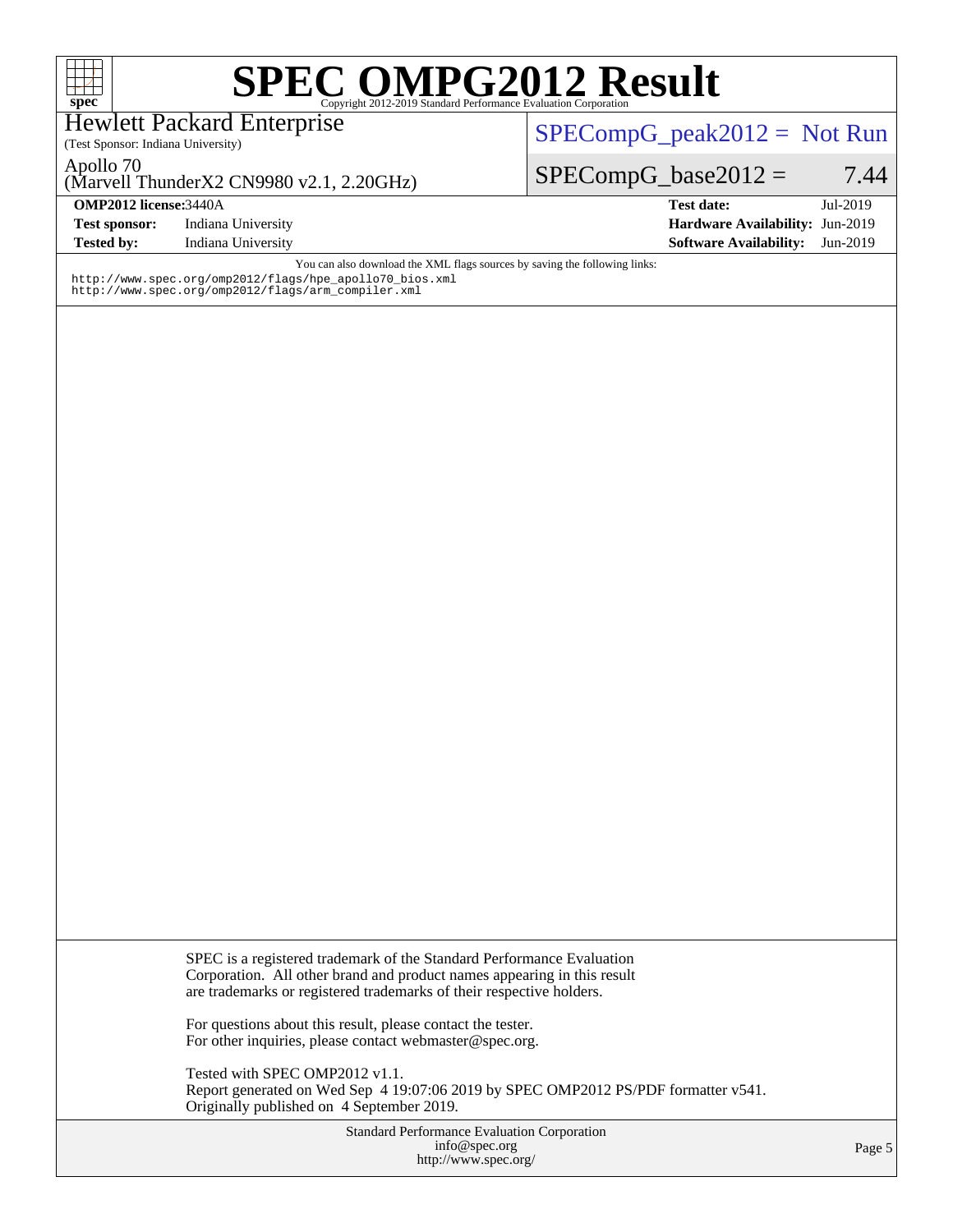You can also download the XML flags sources by saving the following links:

http://www.spec.org/omp2012/flags/hpe_apollo70_bios.xml
http://www.spec.org/omp2012/flags/arm_compiler.xml

SPEC is a registered trademark of the Standard Performance Evaluation Corporation. All other brand and product names appearing in this result are trademarks or registered trademarks of their respective holders.

For questions about this result, please contact the tester.
For other inquiries, please contact webmaster@spec.org.

Tested with SPEC OMP2012 v1.1.
Report generated on Wed Sep 4 19:07:06 2019 by SPEC OMP2012 PS/PDF formatter v541.
Originally published on 4 September 2019.